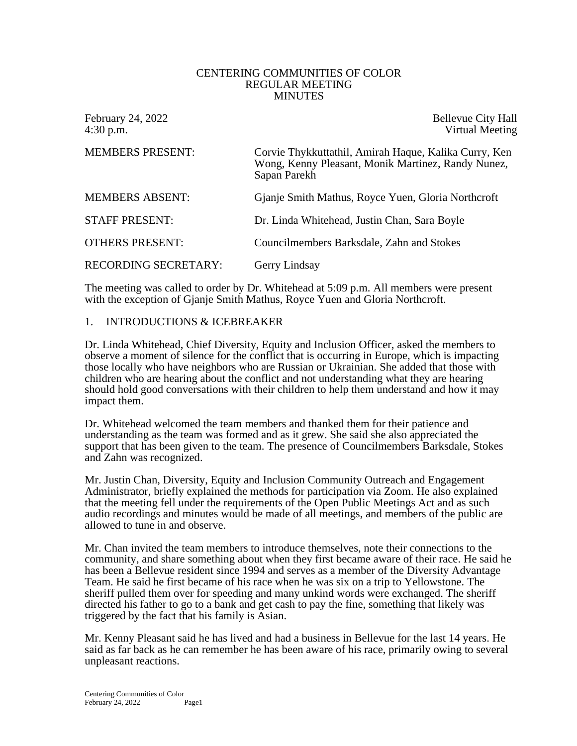# CENTERING COMMUNITIES OF COLOR
## REGULAR MEETING
## MINUTES

February 24, 2022 — Bellevue City Hall
4:30 p.m. — Virtual Meeting

| | |
|---|---|
| MEMBERS PRESENT: | Corvie Thykkuttathil, Amirah Haque, Kalika Curry, Ken Wong, Kenny Pleasant, Monik Martinez, Randy Nunez, Sapan Parekh |
| MEMBERS ABSENT: | Gjanje Smith Mathus, Royce Yuen, Gloria Northcroft |
| STAFF PRESENT: | Dr. Linda Whitehead, Justin Chan, Sara Boyle |
| OTHERS PRESENT: | Councilmembers Barksdale, Zahn and Stokes |
| RECORDING SECRETARY: | Gerry Lindsay |

The meeting was called to order by Dr. Whitehead at 5:09 p.m. All members were present with the exception of Gjanje Smith Mathus, Royce Yuen and Gloria Northcroft.

1. INTRODUCTIONS & ICEBREAKER

Dr. Linda Whitehead, Chief Diversity, Equity and Inclusion Officer, asked the members to observe a moment of silence for the conflict that is occurring in Europe, which is impacting those locally who have neighbors who are Russian or Ukrainian. She added that those with children who are hearing about the conflict and not understanding what they are hearing should hold good conversations with their children to help them understand and how it may impact them.

Dr. Whitehead welcomed the team members and thanked them for their patience and understanding as the team was formed and as it grew. She said she also appreciated the support that has been given to the team. The presence of Councilmembers Barksdale, Stokes and Zahn was recognized.

Mr. Justin Chan, Diversity, Equity and Inclusion Community Outreach and Engagement Administrator, briefly explained the methods for participation via Zoom. He also explained that the meeting fell under the requirements of the Open Public Meetings Act and as such audio recordings and minutes would be made of all meetings, and members of the public are allowed to tune in and observe.

Mr. Chan invited the team members to introduce themselves, note their connections to the community, and share something about when they first became aware of their race. He said he has been a Bellevue resident since 1994 and serves as a member of the Diversity Advantage Team. He said he first became of his race when he was six on a trip to Yellowstone. The sheriff pulled them over for speeding and many unkind words were exchanged. The sheriff directed his father to go to a bank and get cash to pay the fine, something that likely was triggered by the fact that his family is Asian.

Mr. Kenny Pleasant said he has lived and had a business in Bellevue for the last 14 years. He said as far back as he can remember he has been aware of his race, primarily owing to several unpleasant reactions.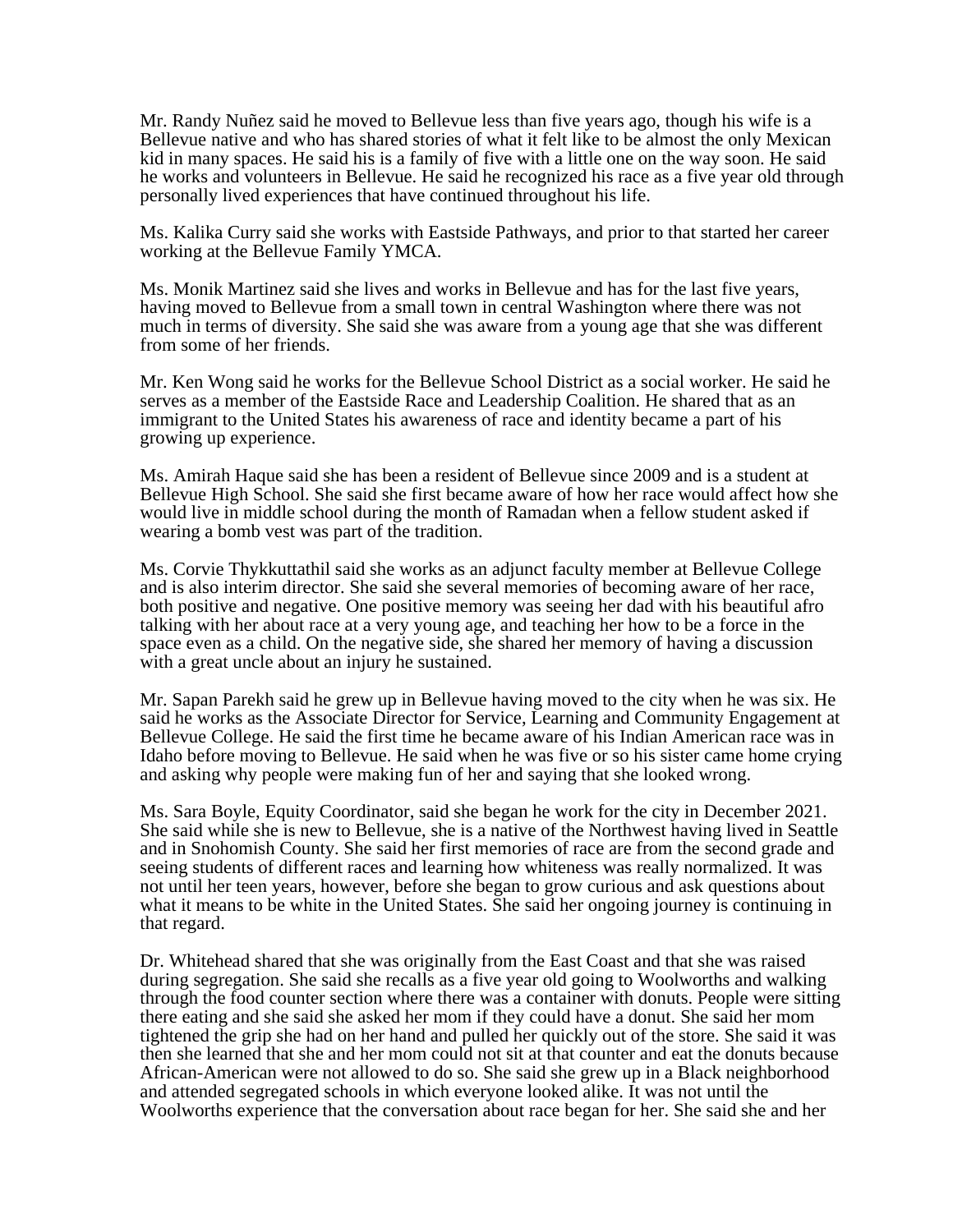Mr. Randy Nuñez said he moved to Bellevue less than five years ago, though his wife is a Bellevue native and who has shared stories of what it felt like to be almost the only Mexican kid in many spaces. He said his is a family of five with a little one on the way soon. He said he works and volunteers in Bellevue. He said he recognized his race as a five year old through personally lived experiences that have continued throughout his life.

Ms. Kalika Curry said she works with Eastside Pathways, and prior to that started her career working at the Bellevue Family YMCA.

Ms. Monik Martinez said she lives and works in Bellevue and has for the last five years, having moved to Bellevue from a small town in central Washington where there was not much in terms of diversity. She said she was aware from a young age that she was different from some of her friends.

Mr. Ken Wong said he works for the Bellevue School District as a social worker. He said he serves as a member of the Eastside Race and Leadership Coalition. He shared that as an immigrant to the United States his awareness of race and identity became a part of his growing up experience.

Ms. Amirah Haque said she has been a resident of Bellevue since 2009 and is a student at Bellevue High School. She said she first became aware of how her race would affect how she would live in middle school during the month of Ramadan when a fellow student asked if wearing a bomb vest was part of the tradition.

Ms. Corvie Thykkuttathil said she works as an adjunct faculty member at Bellevue College and is also interim director. She said she several memories of becoming aware of her race, both positive and negative. One positive memory was seeing her dad with his beautiful afro talking with her about race at a very young age, and teaching her how to be a force in the space even as a child. On the negative side, she shared her memory of having a discussion with a great uncle about an injury he sustained.

Mr. Sapan Parekh said he grew up in Bellevue having moved to the city when he was six. He said he works as the Associate Director for Service, Learning and Community Engagement at Bellevue College. He said the first time he became aware of his Indian American race was in Idaho before moving to Bellevue. He said when he was five or so his sister came home crying and asking why people were making fun of her and saying that she looked wrong.

Ms. Sara Boyle, Equity Coordinator, said she began he work for the city in December 2021. She said while she is new to Bellevue, she is a native of the Northwest having lived in Seattle and in Snohomish County. She said her first memories of race are from the second grade and seeing students of different races and learning how whiteness was really normalized. It was not until her teen years, however, before she began to grow curious and ask questions about what it means to be white in the United States. She said her ongoing journey is continuing in that regard.

Dr. Whitehead shared that she was originally from the East Coast and that she was raised during segregation. She said she recalls as a five year old going to Woolworths and walking through the food counter section where there was a container with donuts. People were sitting there eating and she said she asked her mom if they could have a donut. She said her mom tightened the grip she had on her hand and pulled her quickly out of the store. She said it was then she learned that she and her mom could not sit at that counter and eat the donuts because African-American were not allowed to do so. She said she grew up in a Black neighborhood and attended segregated schools in which everyone looked alike. It was not until the Woolworths experience that the conversation about race began for her. She said she and her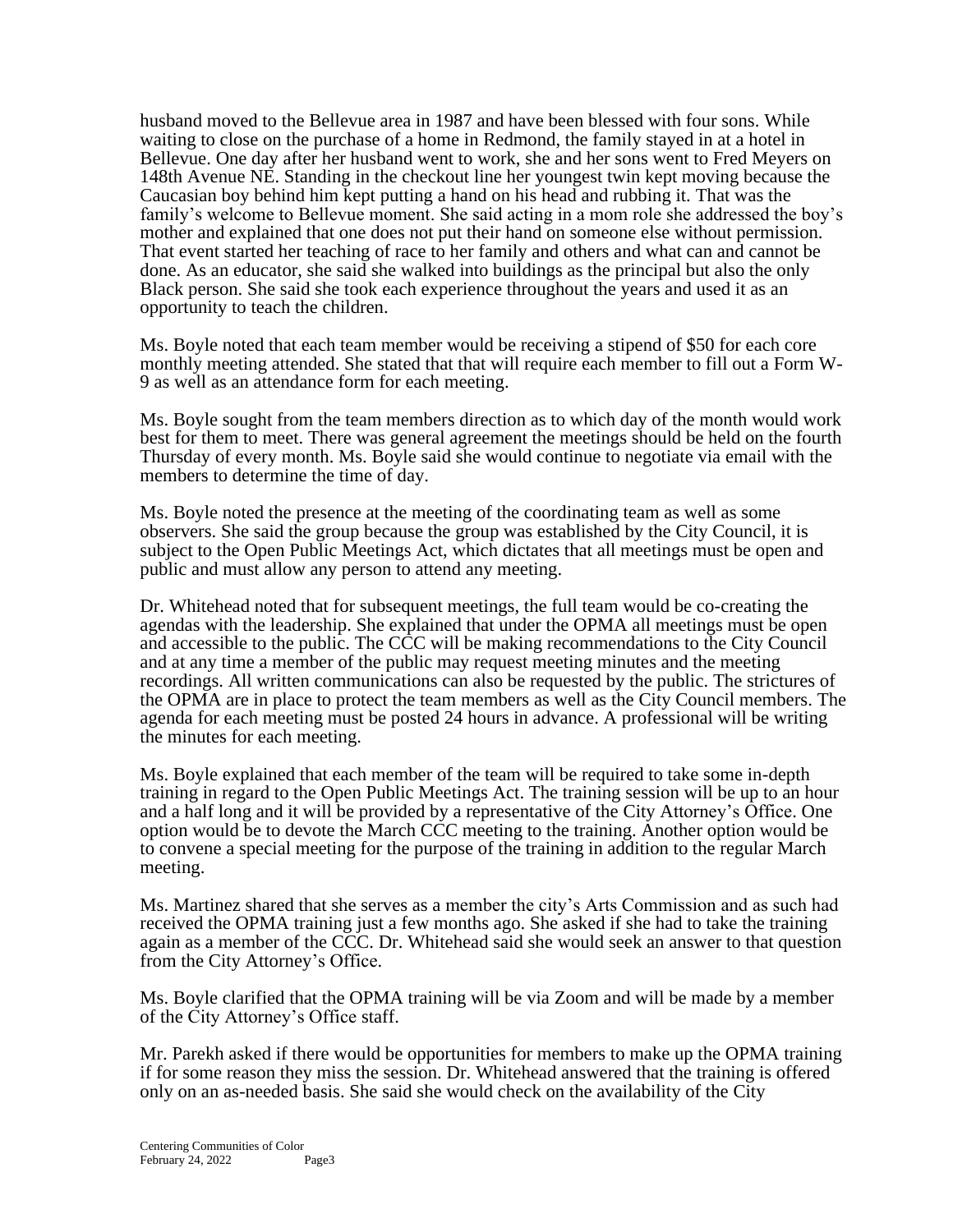husband moved to the Bellevue area in 1987 and have been blessed with four sons. While waiting to close on the purchase of a home in Redmond, the family stayed in at a hotel in Bellevue. One day after her husband went to work, she and her sons went to Fred Meyers on 148th Avenue NE. Standing in the checkout line her youngest twin kept moving because the Caucasian boy behind him kept putting a hand on his head and rubbing it. That was the family's welcome to Bellevue moment. She said acting in a mom role she addressed the boy's mother and explained that one does not put their hand on someone else without permission. That event started her teaching of race to her family and others and what can and cannot be done. As an educator, she said she walked into buildings as the principal but also the only Black person. She said she took each experience throughout the years and used it as an opportunity to teach the children.

Ms. Boyle noted that each team member would be receiving a stipend of $50 for each core monthly meeting attended. She stated that that will require each member to fill out a Form W-9 as well as an attendance form for each meeting.

Ms. Boyle sought from the team members direction as to which day of the month would work best for them to meet. There was general agreement the meetings should be held on the fourth Thursday of every month. Ms. Boyle said she would continue to negotiate via email with the members to determine the time of day.

Ms. Boyle noted the presence at the meeting of the coordinating team as well as some observers. She said the group because the group was established by the City Council, it is subject to the Open Public Meetings Act, which dictates that all meetings must be open and public and must allow any person to attend any meeting.

Dr. Whitehead noted that for subsequent meetings, the full team would be co-creating the agendas with the leadership. She explained that under the OPMA all meetings must be open and accessible to the public. The CCC will be making recommendations to the City Council and at any time a member of the public may request meeting minutes and the meeting recordings. All written communications can also be requested by the public. The strictures of the OPMA are in place to protect the team members as well as the City Council members. The agenda for each meeting must be posted 24 hours in advance. A professional will be writing the minutes for each meeting.

Ms. Boyle explained that each member of the team will be required to take some in-depth training in regard to the Open Public Meetings Act. The training session will be up to an hour and a half long and it will be provided by a representative of the City Attorney's Office. One option would be to devote the March CCC meeting to the training. Another option would be to convene a special meeting for the purpose of the training in addition to the regular March meeting.

Ms. Martinez shared that she serves as a member the city's Arts Commission and as such had received the OPMA training just a few months ago. She asked if she had to take the training again as a member of the CCC. Dr. Whitehead said she would seek an answer to that question from the City Attorney's Office.

Ms. Boyle clarified that the OPMA training will be via Zoom and will be made by a member of the City Attorney's Office staff.

Mr. Parekh asked if there would be opportunities for members to make up the OPMA training if for some reason they miss the session. Dr. Whitehead answered that the training is offered only on an as-needed basis. She said she would check on the availability of the City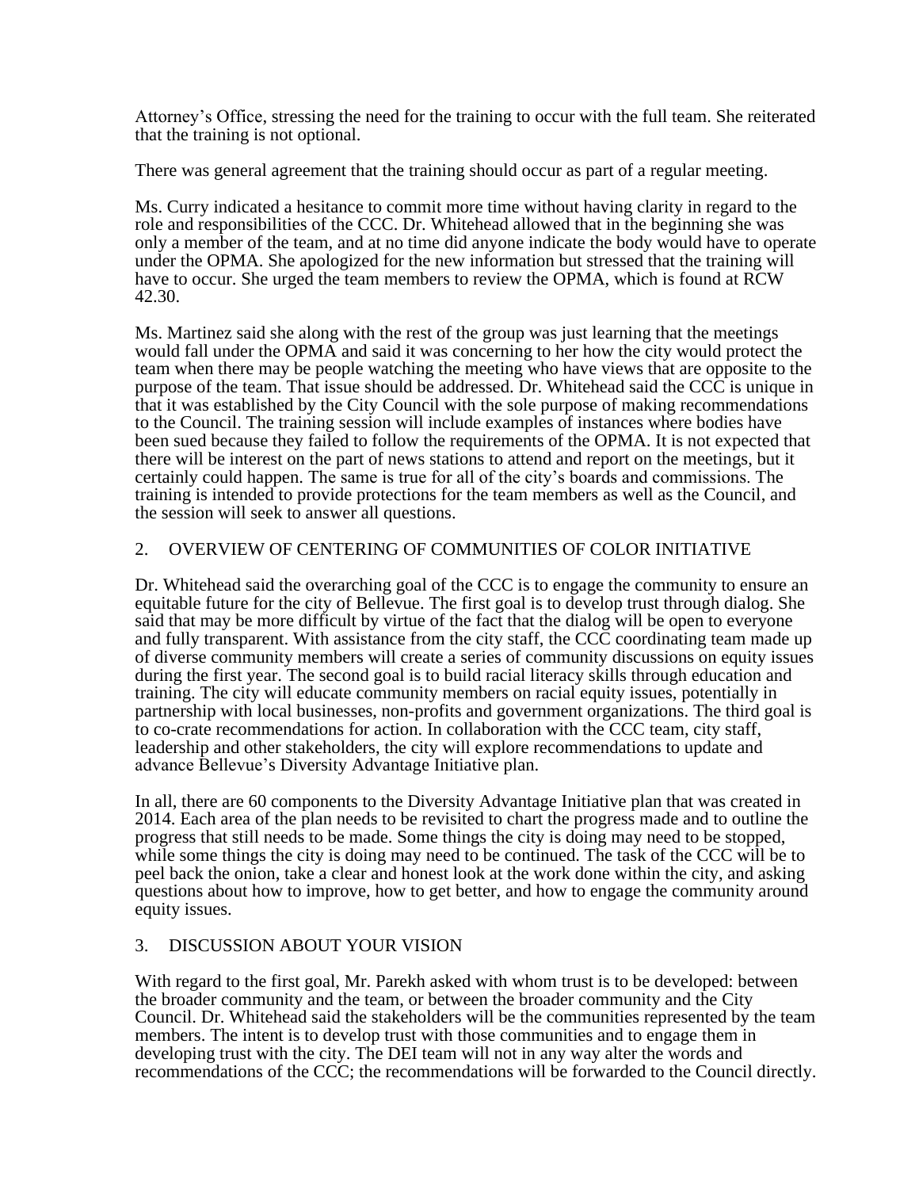Attorney's Office, stressing the need for the training to occur with the full team. She reiterated that the training is not optional.

There was general agreement that the training should occur as part of a regular meeting.

Ms. Curry indicated a hesitance to commit more time without having clarity in regard to the role and responsibilities of the CCC. Dr. Whitehead allowed that in the beginning she was only a member of the team, and at no time did anyone indicate the body would have to operate under the OPMA. She apologized for the new information but stressed that the training will have to occur. She urged the team members to review the OPMA, which is found at RCW 42.30.

Ms. Martinez said she along with the rest of the group was just learning that the meetings would fall under the OPMA and said it was concerning to her how the city would protect the team when there may be people watching the meeting who have views that are opposite to the purpose of the team. That issue should be addressed. Dr. Whitehead said the CCC is unique in that it was established by the City Council with the sole purpose of making recommendations to the Council. The training session will include examples of instances where bodies have been sued because they failed to follow the requirements of the OPMA. It is not expected that there will be interest on the part of news stations to attend and report on the meetings, but it certainly could happen. The same is true for all of the city's boards and commissions. The training is intended to provide protections for the team members as well as the Council, and the session will seek to answer all questions.

2. OVERVIEW OF CENTERING OF COMMUNITIES OF COLOR INITIATIVE

Dr. Whitehead said the overarching goal of the CCC is to engage the community to ensure an equitable future for the city of Bellevue. The first goal is to develop trust through dialog. She said that may be more difficult by virtue of the fact that the dialog will be open to everyone and fully transparent. With assistance from the city staff, the CCC coordinating team made up of diverse community members will create a series of community discussions on equity issues during the first year. The second goal is to build racial literacy skills through education and training. The city will educate community members on racial equity issues, potentially in partnership with local businesses, non-profits and government organizations. The third goal is to co-crate recommendations for action. In collaboration with the CCC team, city staff, leadership and other stakeholders, the city will explore recommendations to update and advance Bellevue's Diversity Advantage Initiative plan.

In all, there are 60 components to the Diversity Advantage Initiative plan that was created in 2014. Each area of the plan needs to be revisited to chart the progress made and to outline the progress that still needs to be made. Some things the city is doing may need to be stopped, while some things the city is doing may need to be continued. The task of the CCC will be to peel back the onion, take a clear and honest look at the work done within the city, and asking questions about how to improve, how to get better, and how to engage the community around equity issues.

3. DISCUSSION ABOUT YOUR VISION

With regard to the first goal, Mr. Parekh asked with whom trust is to be developed: between the broader community and the team, or between the broader community and the City Council. Dr. Whitehead said the stakeholders will be the communities represented by the team members. The intent is to develop trust with those communities and to engage them in developing trust with the city. The DEI team will not in any way alter the words and recommendations of the CCC; the recommendations will be forwarded to the Council directly.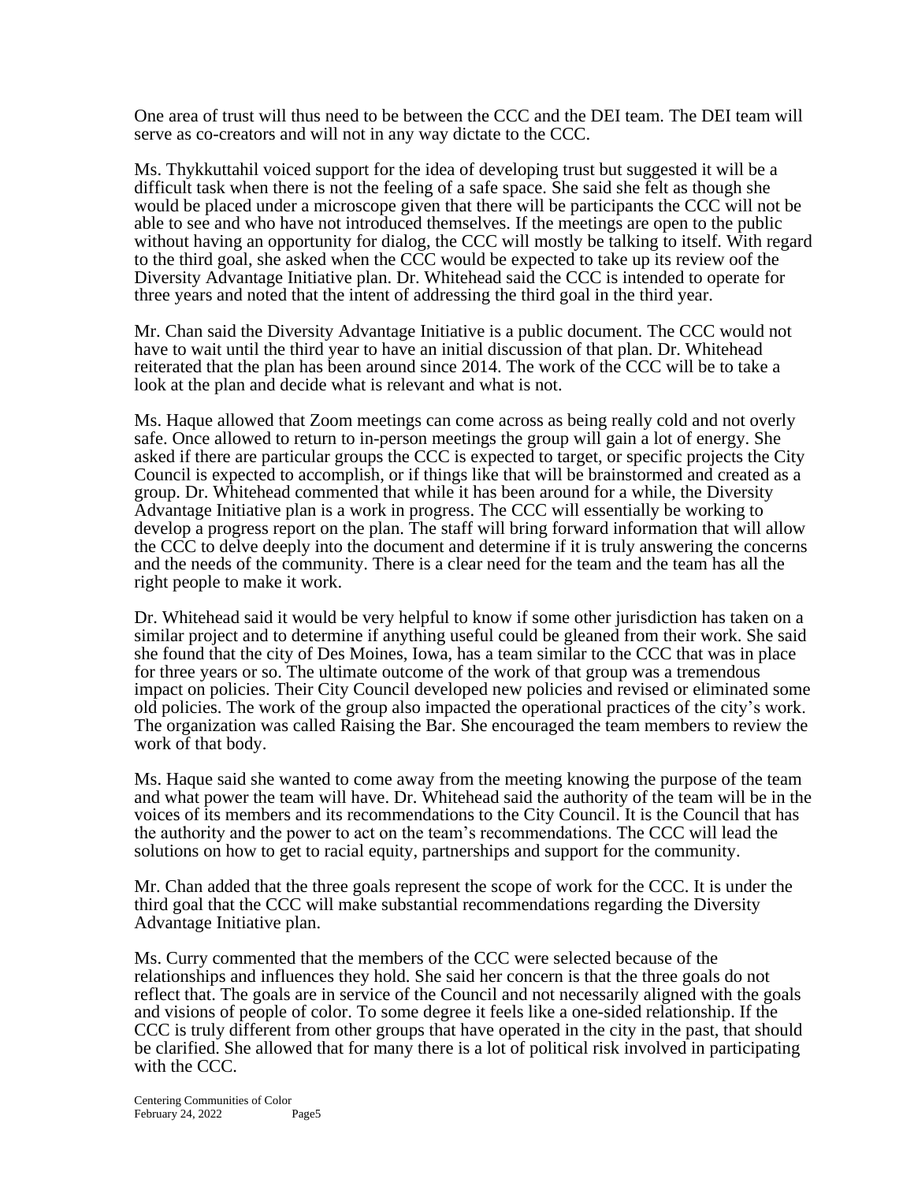One area of trust will thus need to be between the CCC and the DEI team. The DEI team will serve as co-creators and will not in any way dictate to the CCC.

Ms. Thykkuttahil voiced support for the idea of developing trust but suggested it will be a difficult task when there is not the feeling of a safe space. She said she felt as though she would be placed under a microscope given that there will be participants the CCC will not be able to see and who have not introduced themselves. If the meetings are open to the public without having an opportunity for dialog, the CCC will mostly be talking to itself. With regard to the third goal, she asked when the CCC would be expected to take up its review oof the Diversity Advantage Initiative plan. Dr. Whitehead said the CCC is intended to operate for three years and noted that the intent of addressing the third goal in the third year.

Mr. Chan said the Diversity Advantage Initiative is a public document. The CCC would not have to wait until the third year to have an initial discussion of that plan. Dr. Whitehead reiterated that the plan has been around since 2014. The work of the CCC will be to take a look at the plan and decide what is relevant and what is not.

Ms. Haque allowed that Zoom meetings can come across as being really cold and not overly safe. Once allowed to return to in-person meetings the group will gain a lot of energy. She asked if there are particular groups the CCC is expected to target, or specific projects the City Council is expected to accomplish, or if things like that will be brainstormed and created as a group. Dr. Whitehead commented that while it has been around for a while, the Diversity Advantage Initiative plan is a work in progress. The CCC will essentially be working to develop a progress report on the plan. The staff will bring forward information that will allow the CCC to delve deeply into the document and determine if it is truly answering the concerns and the needs of the community. There is a clear need for the team and the team has all the right people to make it work.

Dr. Whitehead said it would be very helpful to know if some other jurisdiction has taken on a similar project and to determine if anything useful could be gleaned from their work. She said she found that the city of Des Moines, Iowa, has a team similar to the CCC that was in place for three years or so. The ultimate outcome of the work of that group was a tremendous impact on policies. Their City Council developed new policies and revised or eliminated some old policies. The work of the group also impacted the operational practices of the city's work. The organization was called Raising the Bar. She encouraged the team members to review the work of that body.

Ms. Haque said she wanted to come away from the meeting knowing the purpose of the team and what power the team will have. Dr. Whitehead said the authority of the team will be in the voices of its members and its recommendations to the City Council. It is the Council that has the authority and the power to act on the team's recommendations. The CCC will lead the solutions on how to get to racial equity, partnerships and support for the community.

Mr. Chan added that the three goals represent the scope of work for the CCC. It is under the third goal that the CCC will make substantial recommendations regarding the Diversity Advantage Initiative plan.

Ms. Curry commented that the members of the CCC were selected because of the relationships and influences they hold. She said her concern is that the three goals do not reflect that. The goals are in service of the Council and not necessarily aligned with the goals and visions of people of color. To some degree it feels like a one-sided relationship. If the CCC is truly different from other groups that have operated in the city in the past, that should be clarified. She allowed that for many there is a lot of political risk involved in participating with the CCC.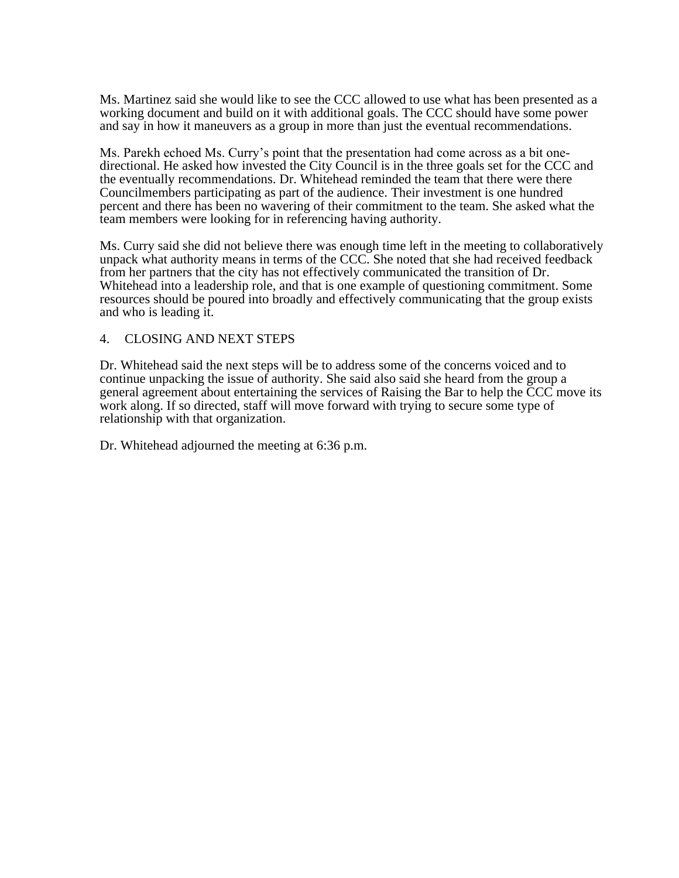Ms. Martinez said she would like to see the CCC allowed to use what has been presented as a working document and build on it with additional goals. The CCC should have some power and say in how it maneuvers as a group in more than just the eventual recommendations.

Ms. Parekh echoed Ms. Curry's point that the presentation had come across as a bit one-directional. He asked how invested the City Council is in the three goals set for the CCC and the eventually recommendations. Dr. Whitehead reminded the team that there were there Councilmembers participating as part of the audience. Their investment is one hundred percent and there has been no wavering of their commitment to the team. She asked what the team members were looking for in referencing having authority.

Ms. Curry said she did not believe there was enough time left in the meeting to collaboratively unpack what authority means in terms of the CCC. She noted that she had received feedback from her partners that the city has not effectively communicated the transition of Dr. Whitehead into a leadership role, and that is one example of questioning commitment. Some resources should be poured into broadly and effectively communicating that the group exists and who is leading it.

## 4. CLOSING AND NEXT STEPS

Dr. Whitehead said the next steps will be to address some of the concerns voiced and to continue unpacking the issue of authority. She said also said she heard from the group a general agreement about entertaining the services of Raising the Bar to help the CCC move its work along. If so directed, staff will move forward with trying to secure some type of relationship with that organization.

Dr. Whitehead adjourned the meeting at 6:36 p.m.